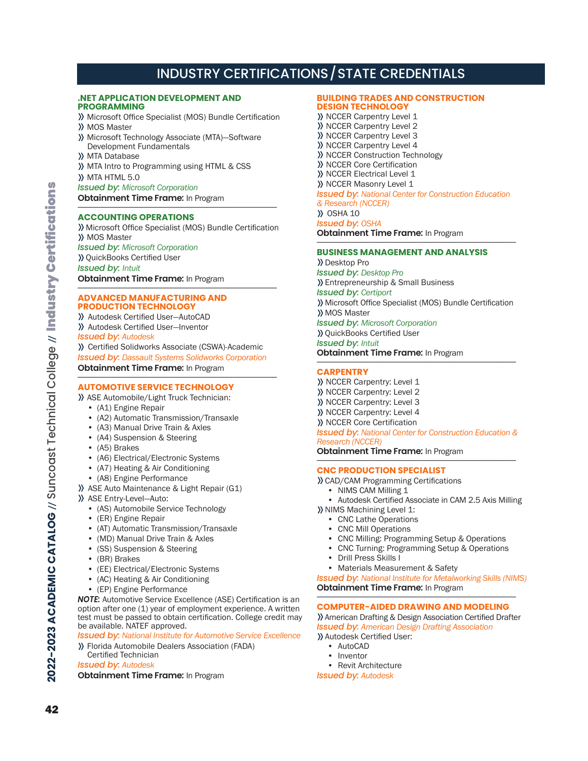# INDUSTRY CERTIFICATIONS / STATE CREDENTIALS

## .NET APPLICATION DEVELOPMENT AND PROGRAMMING

- Microsoft Office Specialist (MOS) Bundle Certification
- MOS Master
- Microsoft Technology Associate (MTA)—Software Development Fundamentals
- MTA Database
- MTA Intro to Programming using HTML & CSS
- MTA HTML 5.0

*Issued by: Microsoft Corporation*

**Obtainment Time Frame:** In Program

## ACCOUNTING OPERATIONS

- Microsoft Office Specialist (MOS) Bundle Certification
- MOS Master

*Issued by: Microsoft Corporation*

- QuickBooks Certified User

*Issued by: Intuit*

**Obtainment Time Frame:** In Program

## ADVANCED MANUFACTURING AND PRODUCTION TECHNOLOGY

- Autodesk Certified User—AutoCAD
- Autodesk Certified User—Inventor

*Issued by: Autodesk*

- Certified Solidworks Associate (CSWA)-Academic

*Issued by: Dassault Systems Solidworks Corporation*

**Obtainment Time Frame:** In Program

## AUTOMOTIVE SERVICE TECHNOLOGY

- ASE Automobile/Light Truck Technician:
  - (A1) Engine Repair
  - (A2) Automatic Transmission/Transaxle
  - (A3) Manual Drive Train & Axles
  - (A4) Suspension & Steering
  - (A5) Brakes
  - (A6) Electrical/Electronic Systems
  - (A7) Heating & Air Conditioning
  - (A8) Engine Performance
- ASE Auto Maintenance & Light Repair (G1)
- ASE Entry-Level—Auto:
  - (AS) Automobile Service Technology
  - (ER) Engine Repair
  - (AT) Automatic Transmission/Transaxle
  - (MD) Manual Drive Train & Axles
  - (SS) Suspension & Steering
  - (BR) Brakes
  - (EE) Electrical/Electronic Systems
  - (AC) Heating & Air Conditioning
  - (EP) Engine Performance

***NOTE:*** Automotive Service Excellence (ASE) Certification is an option after one (1) year of employment experience. A written test must be passed to obtain certification. College credit may be available. NATEF approved.

*Issued by: National Institute for Automotive Service Excellence*

- Florida Automobile Dealers Association (FADA) Certified Technician

*Issued by: Autodesk*

**Obtainment Time Frame:** In Program

## BUILDING TRADES AND CONSTRUCTION DESIGN TECHNOLOGY

- NCCER Carpentry Level 1
- NCCER Carpentry Level 2
- NCCER Carpentry Level 3
- NCCER Carpentry Level 4
- NCCER Construction Technology
- NCCER Core Certification
- NCCER Electrical Level 1
- NCCER Masonry Level 1

*Issued by: National Center for Construction Education & Research (NCCER)*

- OSHA 10

*Issued by: OSHA*

**Obtainment Time Frame:** In Program

## BUSINESS MANAGEMENT AND ANALYSIS

- Desktop Pro

*Issued by: Desktop Pro*

- Entrepreneurship & Small Business

*Issued by: Certiport*

- Microsoft Office Specialist (MOS) Bundle Certification
- MOS Master

*Issued by: Microsoft Corporation*

- QuickBooks Certified User

*Issued by: Intuit*

**Obtainment Time Frame:** In Program

## CARPENTRY

- NCCER Carpentry: Level 1
- NCCER Carpentry: Level 2
- NCCER Carpentry: Level 3
- NCCER Carpentry: Level 4
- NCCER Core Certification

*Issued by: National Center for Construction Education & Research (NCCER)*

**Obtainment Time Frame:** In Program

## CNC PRODUCTION SPECIALIST

- CAD/CAM Programming Certifications
  - NIMS CAM Milling 1
  - Autodesk Certified Associate in CAM 2.5 Axis Milling
- NIMS Machining Level 1:
  - CNC Lathe Operations
  - CNC Mill Operations
  - CNC Milling: Programming Setup & Operations
  - CNC Turning: Programming Setup & Operations
  - Drill Press Skills I
  - Materials Measurement & Safety

*Issued by: National Institute for Metalworking Skills (NIMS)*

**Obtainment Time Frame:** In Program

## COMPUTER-AIDED DRAWING AND MODELING

- American Drafting & Design Association Certified Drafter

*Issued by: American Design Drafting Association*

- Autodesk Certified User:
  - AutoCAD
  - Inventor
  - Revit Architecture

*Issued by: Autodesk*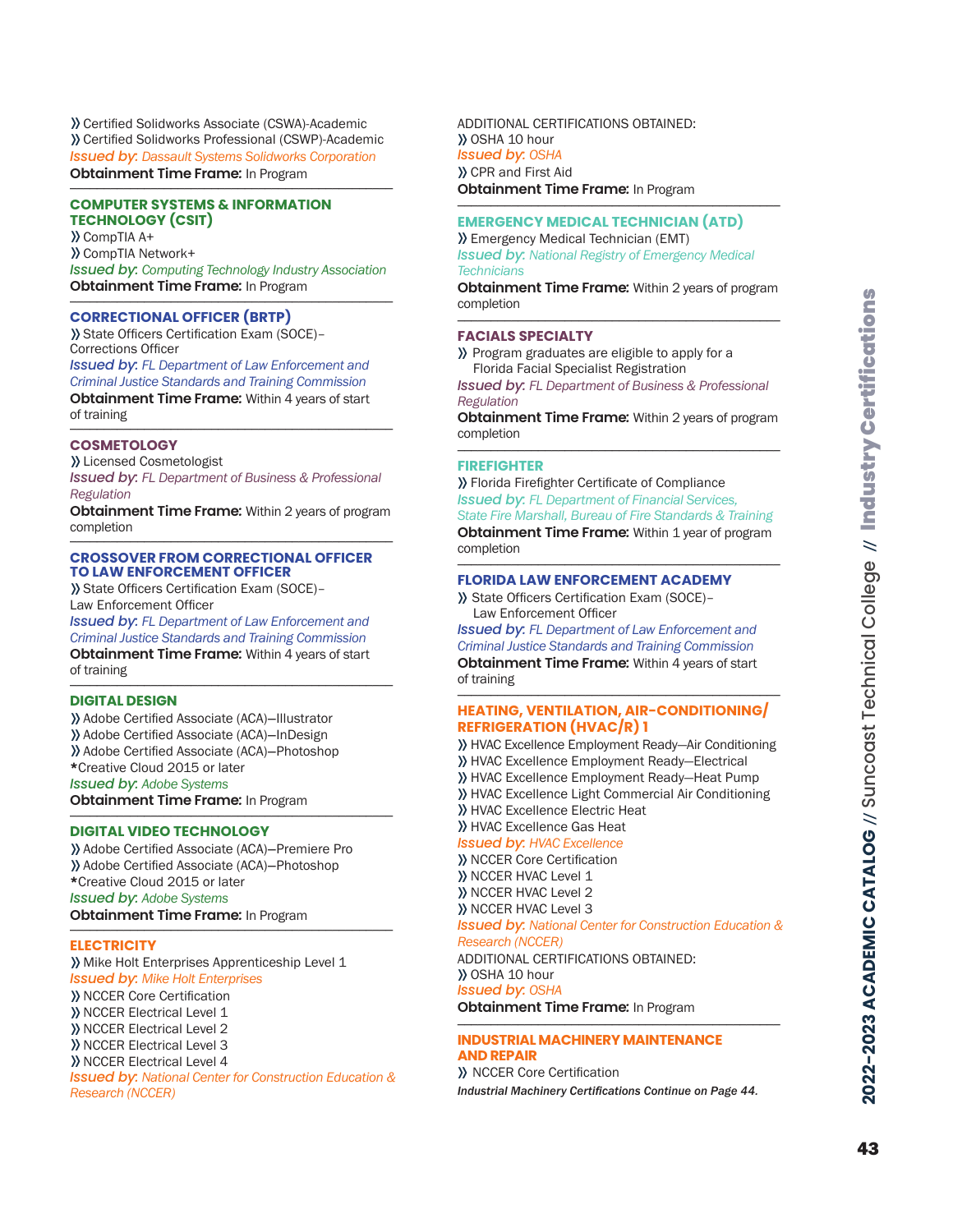- Certified Solidworks Associate (CSWA)-Academic
- Certified Solidworks Professional (CSWP)-Academic

*Issued by: Dassault Systems Solidworks Corporation*

**Obtainment Time Frame:** In Program

## COMPUTER SYSTEMS & INFORMATION TECHNOLOGY (CSIT)

- CompTIA A+
- CompTIA Network+

*Issued by: Computing Technology Industry Association*

**Obtainment Time Frame:** In Program

## CORRECTIONAL OFFICER (BRTP)

- State Officers Certification Exam (SOCE)–Corrections Officer

*Issued by: FL Department of Law Enforcement and Criminal Justice Standards and Training Commission*

**Obtainment Time Frame:** Within 4 years of start of training

## COSMETOLOGY

- Licensed Cosmetologist

*Issued by: FL Department of Business & Professional Regulation*

**Obtainment Time Frame:** Within 2 years of program completion

## CROSSOVER FROM CORRECTIONAL OFFICER TO LAW ENFORCEMENT OFFICER

- State Officers Certification Exam (SOCE)–Law Enforcement Officer

*Issued by: FL Department of Law Enforcement and Criminal Justice Standards and Training Commission*

**Obtainment Time Frame:** Within 4 years of start of training

## DIGITAL DESIGN

- Adobe Certified Associate (ACA)–Illustrator
- Adobe Certified Associate (ACA)–InDesign
- Adobe Certified Associate (ACA)–Photoshop

*Creative Cloud 2015 or later

*Issued by: Adobe Systems*

**Obtainment Time Frame:** In Program

## DIGITAL VIDEO TECHNOLOGY

- Adobe Certified Associate (ACA)–Premiere Pro
- Adobe Certified Associate (ACA)–Photoshop

*Creative Cloud 2015 or later

*Issued by: Adobe Systems*

**Obtainment Time Frame:** In Program

## ELECTRICITY

- Mike Holt Enterprises Apprenticeship Level 1

*Issued by: Mike Holt Enterprises*

- NCCER Core Certification
- NCCER Electrical Level 1
- NCCER Electrical Level 2
- NCCER Electrical Level 3
- NCCER Electrical Level 4

*Issued by: National Center for Construction Education & Research (NCCER)*

ADDITIONAL CERTIFICATIONS OBTAINED:

- OSHA 10 hour

*Issued by: OSHA*

- CPR and First Aid

**Obtainment Time Frame:** In Program

## EMERGENCY MEDICAL TECHNICIAN (ATD)

- Emergency Medical Technician (EMT)

*Issued by: National Registry of Emergency Medical Technicians*

**Obtainment Time Frame:** Within 2 years of program completion

## FACIALS SPECIALTY

- Program graduates are eligible to apply for a Florida Facial Specialist Registration

*Issued by: FL Department of Business & Professional Regulation*

**Obtainment Time Frame:** Within 2 years of program completion

## FIREFIGHTER

- Florida Firefighter Certificate of Compliance

*Issued by: FL Department of Financial Services, State Fire Marshall, Bureau of Fire Standards & Training*

**Obtainment Time Frame:** Within 1 year of program completion

## FLORIDA LAW ENFORCEMENT ACADEMY

- State Officers Certification Exam (SOCE)–Law Enforcement Officer

*Issued by: FL Department of Law Enforcement and Criminal Justice Standards and Training Commission*

**Obtainment Time Frame:** Within 4 years of start of training

## HEATING, VENTILATION, AIR-CONDITIONING/REFRIGERATION (HVAC/R) 1

- HVAC Excellence Employment Ready–Air Conditioning
- HVAC Excellence Employment Ready–Electrical
- HVAC Excellence Employment Ready–Heat Pump
- HVAC Excellence Light Commercial Air Conditioning
- HVAC Excellence Electric Heat
- HVAC Excellence Gas Heat

*Issued by: HVAC Excellence*

- NCCER Core Certification
- NCCER HVAC Level 1
- NCCER HVAC Level 2
- NCCER HVAC Level 3

*Issued by: National Center for Construction Education & Research (NCCER)*

ADDITIONAL CERTIFICATIONS OBTAINED:

- OSHA 10 hour

*Issued by: OSHA*

**Obtainment Time Frame:** In Program

## INDUSTRIAL MACHINERY MAINTENANCE AND REPAIR

- NCCER Core Certification

***Industrial Machinery Certifications Continue on Page 44.***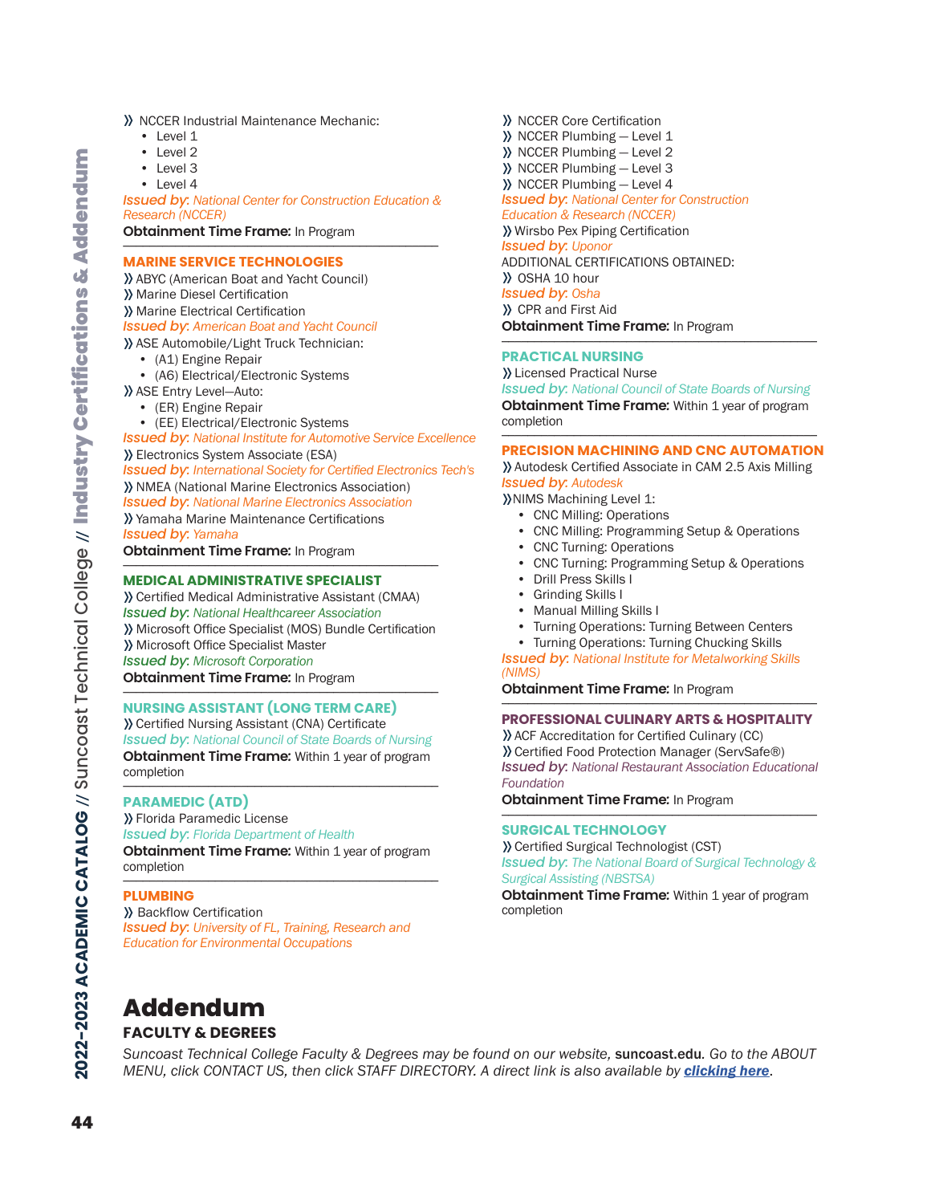» NCCER Industrial Maintenance Mechanic:

- Level 1
- Level 2
- Level 3
- Level 4

*Issued by: National Center for Construction Education & Research (NCCER)*

**Obtainment Time Frame:** In Program

## MARINE SERVICE TECHNOLOGIES

» ABYC (American Boat and Yacht Council)
» Marine Diesel Certification
» Marine Electrical Certification
*Issued by: American Boat and Yacht Council*
» ASE Automobile/Light Truck Technician:

- (A1) Engine Repair
- (A6) Electrical/Electronic Systems

» ASE Entry Level—Auto:

- (ER) Engine Repair
- (EE) Electrical/Electronic Systems

*Issued by: National Institute for Automotive Service Excellence*
» Electronics System Associate (ESA)
*Issued by: International Society for Certified Electronics Tech's*
» NMEA (National Marine Electronics Association)
*Issued by: National Marine Electronics Association*
» Yamaha Marine Maintenance Certifications
*Issued by: Yamaha*

**Obtainment Time Frame:** In Program

## MEDICAL ADMINISTRATIVE SPECIALIST

» Certified Medical Administrative Assistant (CMAA)
*Issued by: National Healthcareer Association*
» Microsoft Office Specialist (MOS) Bundle Certification
» Microsoft Office Specialist Master
*Issued by: Microsoft Corporation*

**Obtainment Time Frame:** In Program

## NURSING ASSISTANT (LONG TERM CARE)

» Certified Nursing Assistant (CNA) Certificate
*Issued by: National Council of State Boards of Nursing*

**Obtainment Time Frame:** Within 1 year of program completion

## PARAMEDIC (ATD)

» Florida Paramedic License
*Issued by: Florida Department of Health*

**Obtainment Time Frame:** Within 1 year of program completion

## PLUMBING

» Backflow Certification
*Issued by: University of FL, Training, Research and Education for Environmental Occupations*
» NCCER Core Certification
» NCCER Plumbing – Level 1
» NCCER Plumbing – Level 2
» NCCER Plumbing – Level 3
» NCCER Plumbing – Level 4
*Issued by: National Center for Construction Education & Research (NCCER)*
» Wirsbo Pex Piping Certification
*Issued by: Uponor*
ADDITIONAL CERTIFICATIONS OBTAINED:
» OSHA 10 hour
*Issued by: Osha*
» CPR and First Aid

**Obtainment Time Frame:** In Program

## PRACTICAL NURSING

» Licensed Practical Nurse
*Issued by: National Council of State Boards of Nursing*

**Obtainment Time Frame:** Within 1 year of program completion

## PRECISION MACHINING AND CNC AUTOMATION

» Autodesk Certified Associate in CAM 2.5 Axis Milling
*Issued by: Autodesk*
» NIMS Machining Level 1:

- CNC Milling: Operations
- CNC Milling: Programming Setup & Operations
- CNC Turning: Operations
- CNC Turning: Programming Setup & Operations
- Drill Press Skills I
- Grinding Skills I
- Manual Milling Skills I
- Turning Operations: Turning Between Centers
- Turning Operations: Turning Chucking Skills

*Issued by: National Institute for Metalworking Skills (NIMS)*

**Obtainment Time Frame:** In Program

## PROFESSIONAL CULINARY ARTS & HOSPITALITY

» ACF Accreditation for Certified Culinary (CC)
» Certified Food Protection Manager (ServSafe®)
*Issued by: National Restaurant Association Educational Foundation*

**Obtainment Time Frame:** In Program

## SURGICAL TECHNOLOGY

» Certified Surgical Technologist (CST)
*Issued by: The National Board of Surgical Technology & Surgical Assisting (NBSTSA)*

**Obtainment Time Frame:** Within 1 year of program completion

# Addendum

### FACULTY & DEGREES

*Suncoast Technical College Faculty & Degrees may be found on our website,* **suncoast.edu***. Go to the ABOUT MENU, click CONTACT US, then click STAFF DIRECTORY. A direct link is also available by* **clicking here***.*